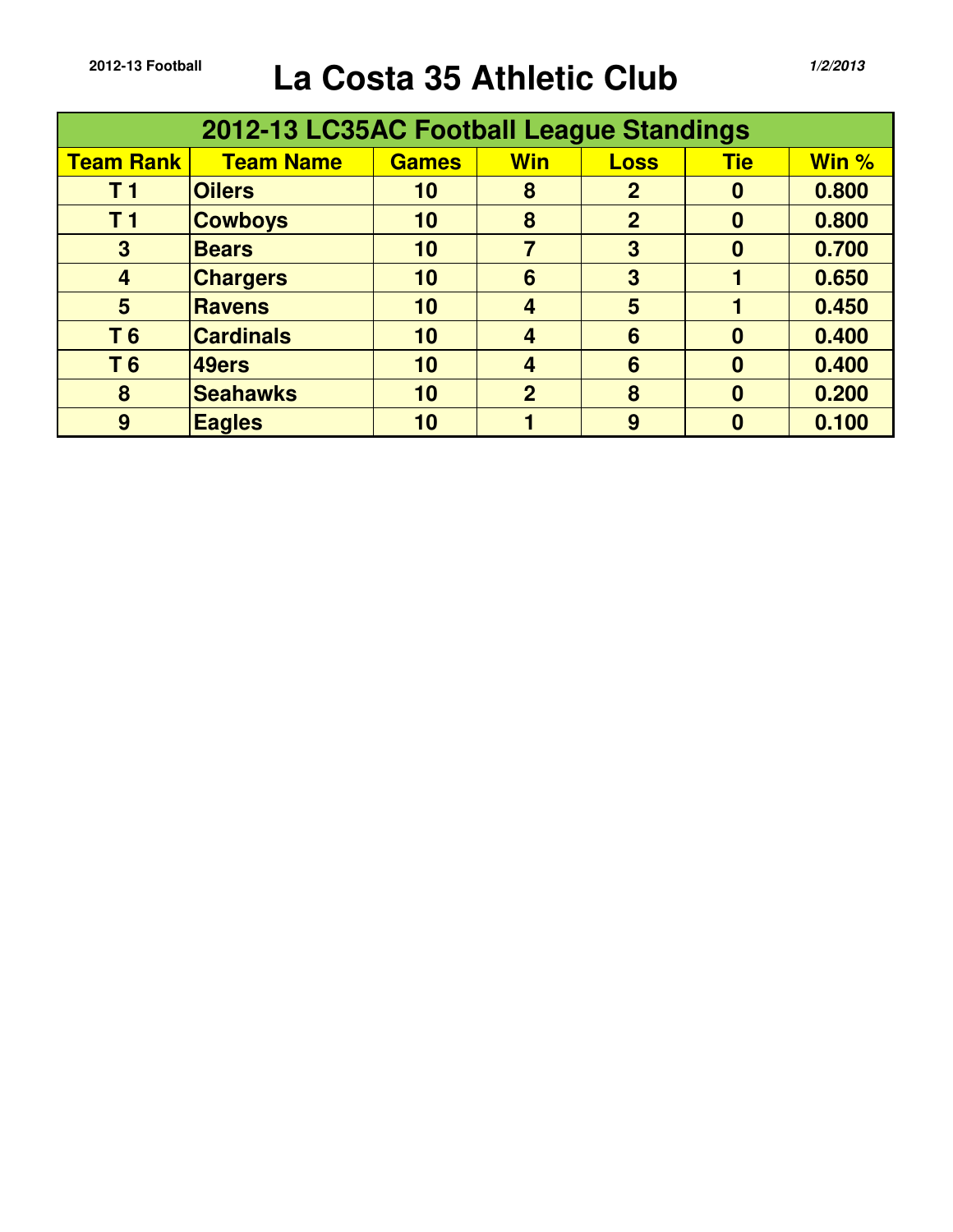2012-13 Football

# La Costa 35 Athletic Club

*1/2/2013*

| 2012-13 LC35AC Football League Standings | | | | | | |
|---|---|---|---|---|---|---|
| **Team Rank** | **Team Name** | **Games** | **Win** | **Loss** | **Tie** | **Win %** |
| T 1 | Oilers | 10 | 8 | 2 | 0 | 0.800 |
| T 1 | Cowboys | 10 | 8 | 2 | 0 | 0.800 |
| 3 | Bears | 10 | 7 | 3 | 0 | 0.700 |
| 4 | Chargers | 10 | 6 | 3 | 1 | 0.650 |
| 5 | Ravens | 10 | 4 | 5 | 1 | 0.450 |
| T 6 | Cardinals | 10 | 4 | 6 | 0 | 0.400 |
| T 6 | 49ers | 10 | 4 | 6 | 0 | 0.400 |
| 8 | Seahawks | 10 | 2 | 8 | 0 | 0.200 |
| 9 | Eagles | 10 | 1 | 9 | 0 | 0.100 |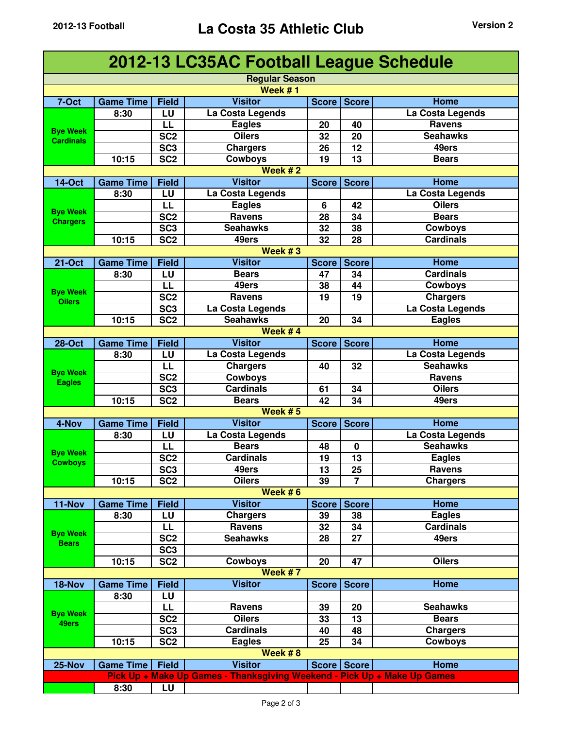**2012-13 Football** | **La Costa 35 Athletic Club** | **Version 2**

# 2012-13 LC35AC Football League Schedule

## Regular Season

### Week # 1

| 7-Oct | Game Time | Field | Visitor | Score | Score | Home |
|---|---|---|---|---|---|---|
| Bye Week Cardinals | 8:30 | LU | La Costa Legends | | | La Costa Legends |
| | | LL | Eagles | 20 | 40 | Ravens |
| | | SC2 | Oilers | 32 | 20 | Seahawks |
| | | SC3 | Chargers | 26 | 12 | 49ers |
| | 10:15 | SC2 | Cowboys | 19 | 13 | Bears |

### Week # 2

| 14-Oct | Game Time | Field | Visitor | Score | Score | Home |
|---|---|---|---|---|---|---|
| Bye Week Chargers | 8:30 | LU | La Costa Legends | | | La Costa Legends |
| | | LL | Eagles | 6 | 42 | Oilers |
| | | SC2 | Ravens | 28 | 34 | Bears |
| | | SC3 | Seahawks | 32 | 38 | Cowboys |
| | 10:15 | SC2 | 49ers | 32 | 28 | Cardinals |

### Week # 3

| 21-Oct | Game Time | Field | Visitor | Score | Score | Home |
|---|---|---|---|---|---|---|
| Bye Week Oilers | 8:30 | LU | Bears | 47 | 34 | Cardinals |
| | | LL | 49ers | 38 | 44 | Cowboys |
| | | SC2 | Ravens | 19 | 19 | Chargers |
| | | SC3 | La Costa Legends | | | La Costa Legends |
| | 10:15 | SC2 | Seahawks | 20 | 34 | Eagles |

### Week # 4

| 28-Oct | Game Time | Field | Visitor | Score | Score | Home |
|---|---|---|---|---|---|---|
| Bye Week Eagles | 8:30 | LU | La Costa Legends | | | La Costa Legends |
| | | LL | Chargers | 40 | 32 | Seahawks |
| | | SC2 | Cowboys | | | Ravens |
| | | SC3 | Cardinals | 61 | 34 | Oilers |
| | 10:15 | SC2 | Bears | 42 | 34 | 49ers |

### Week # 5

| 4-Nov | Game Time | Field | Visitor | Score | Score | Home |
|---|---|---|---|---|---|---|
| Bye Week Cowboys | 8:30 | LU | La Costa Legends | | | La Costa Legends |
| | | LL | Bears | 48 | 0 | Seahawks |
| | | SC2 | Cardinals | 19 | 13 | Eagles |
| | | SC3 | 49ers | 13 | 25 | Ravens |
| | 10:15 | SC2 | Oilers | 39 | 7 | Chargers |

### Week # 6

| 11-Nov | Game Time | Field | Visitor | Score | Score | Home |
|---|---|---|---|---|---|---|
| Bye Week Bears | 8:30 | LU | Chargers | 39 | 38 | Eagles |
| | | LL | Ravens | 32 | 34 | Cardinals |
| | | SC2 | Seahawks | 28 | 27 | 49ers |
| | | SC3 | | | | |
| | 10:15 | SC2 | Cowboys | 20 | 47 | Oilers |

### Week # 7

| 18-Nov | Game Time | Field | Visitor | Score | Score | Home |
|---|---|---|---|---|---|---|
| Bye Week 49ers | 8:30 | LU | | | | |
| | | LL | Ravens | 39 | 20 | Seahawks |
| | | SC2 | Oilers | 33 | 13 | Bears |
| | | SC3 | Cardinals | 40 | 48 | Chargers |
| | 10:15 | SC2 | Eagles | 25 | 34 | Cowboys |

### Week # 8

| 25-Nov | Game Time | Field | Visitor | Score | Score | Home |
|---|---|---|---|---|---|---|
| Pick Up + Make Up Games - Thanksgiving Weekend - Pick Up + Make Up Games | | | | | | |
| | 8:30 | LU | | | | |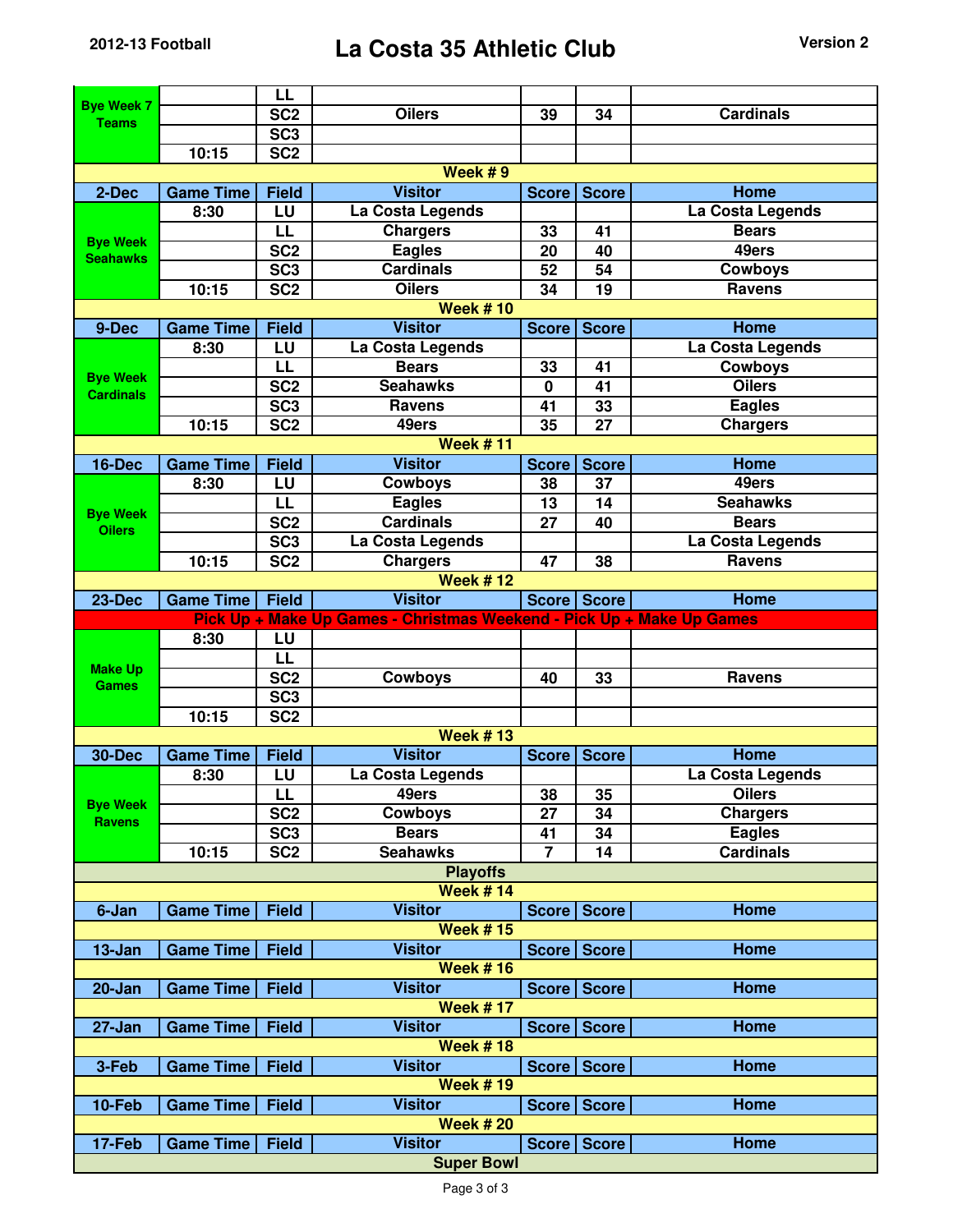2012-13 Football

# La Costa 35 Athletic Club

Version 2

| | | | | | | |
|---|---|---|---|---|---|---|
| Bye Week 7 Teams | | LL | | | | |
| | | SC2 | Oilers | 39 | 34 | Cardinals |
| | | SC3 | | | | |
| | 10:15 | SC2 | | | | |
| **Week # 9** | | | | | | |
| 2-Dec | Game Time | Field | Visitor | Score | Score | Home |
| Bye Week Seahawks | 8:30 | LU | La Costa Legends | | | La Costa Legends |
| | | LL | Chargers | 33 | 41 | Bears |
| | | SC2 | Eagles | 20 | 40 | 49ers |
| | | SC3 | Cardinals | 52 | 54 | Cowboys |
| | 10:15 | SC2 | Oilers | 34 | 19 | Ravens |
| **Week # 10** | | | | | | |
| 9-Dec | Game Time | Field | Visitor | Score | Score | Home |
| Bye Week Cardinals | 8:30 | LU | La Costa Legends | | | La Costa Legends |
| | | LL | Bears | 33 | 41 | Cowboys |
| | | SC2 | Seahawks | 0 | 41 | Oilers |
| | | SC3 | Ravens | 41 | 33 | Eagles |
| | 10:15 | SC2 | 49ers | 35 | 27 | Chargers |
| **Week # 11** | | | | | | |
| 16-Dec | Game Time | Field | Visitor | Score | Score | Home |
| Bye Week Oilers | 8:30 | LU | Cowboys | 38 | 37 | 49ers |
| | | LL | Eagles | 13 | 14 | Seahawks |
| | | SC2 | Cardinals | 27 | 40 | Bears |
| | | SC3 | La Costa Legends | | | La Costa Legends |
| | 10:15 | SC2 | Chargers | 47 | 38 | Ravens |
| **Week # 12** | | | | | | |
| 23-Dec | Game Time | Field | Visitor | Score | Score | Home |
| Pick Up + Make Up Games - Christmas Weekend - Pick Up + Make Up Games | | | | | | |
| Make Up Games | 8:30 | LU | | | | |
| | | LL | | | | |
| | | SC2 | Cowboys | 40 | 33 | Ravens |
| | | SC3 | | | | |
| | 10:15 | SC2 | | | | |
| **Week # 13** | | | | | | |
| 30-Dec | Game Time | Field | Visitor | Score | Score | Home |
| Bye Week Ravens | 8:30 | LU | La Costa Legends | | | La Costa Legends |
| | | LL | 49ers | 38 | 35 | Oilers |
| | | SC2 | Cowboys | 27 | 34 | Chargers |
| | | SC3 | Bears | 41 | 34 | Eagles |
| | 10:15 | SC2 | Seahawks | 7 | 14 | Cardinals |
| **Playoffs** | | | | | | |
| **Week # 14** | | | | | | |
| 6-Jan | Game Time | Field | Visitor | Score | Score | Home |
| **Week # 15** | | | | | | |
| 13-Jan | Game Time | Field | Visitor | Score | Score | Home |
| **Week # 16** | | | | | | |
| 20-Jan | Game Time | Field | Visitor | Score | Score | Home |
| **Week # 17** | | | | | | |
| 27-Jan | Game Time | Field | Visitor | Score | Score | Home |
| **Week # 18** | | | | | | |
| 3-Feb | Game Time | Field | Visitor | Score | Score | Home |
| **Week # 19** | | | | | | |
| 10-Feb | Game Time | Field | Visitor | Score | Score | Home |
| **Week # 20** | | | | | | |
| 17-Feb | Game Time | Field | Visitor | Score | Score | Home |
| **Super Bowl** | | | | | | |